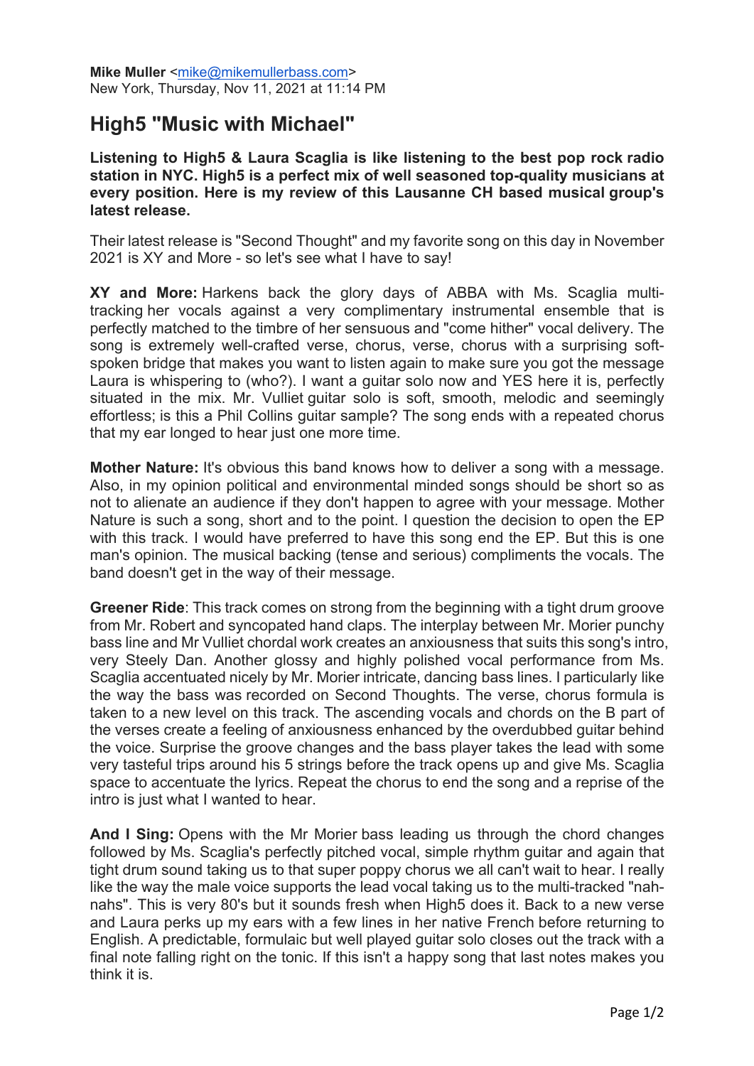**Mike Muller** <mike@mikemullerbass.com>
New York, Thursday, Nov 11, 2021 at 11:14 PM

# High5 "Music with Michael"

**Listening to High5 & Laura Scaglia is like listening to the best pop rock radio station in NYC. High5 is a perfect mix of well seasoned top-quality musicians at every position. Here is my review of this Lausanne CH based musical group's latest release.**

Their latest release is "Second Thought" and my favorite song on this day in November 2021 is XY and More - so let's see what I have to say!

**XY and More:** Harkens back the glory days of ABBA with Ms. Scaglia multi-tracking her vocals against a very complimentary instrumental ensemble that is perfectly matched to the timbre of her sensuous and "come hither" vocal delivery. The song is extremely well-crafted verse, chorus, verse, chorus with a surprising soft-spoken bridge that makes you want to listen again to make sure you got the message Laura is whispering to (who?). I want a guitar solo now and YES here it is, perfectly situated in the mix. Mr. Vulliet guitar solo is soft, smooth, melodic and seemingly effortless; is this a Phil Collins guitar sample? The song ends with a repeated chorus that my ear longed to hear just one more time.

**Mother Nature:** It's obvious this band knows how to deliver a song with a message. Also, in my opinion political and environmental minded songs should be short so as not to alienate an audience if they don't happen to agree with your message. Mother Nature is such a song, short and to the point. I question the decision to open the EP with this track. I would have preferred to have this song end the EP. But this is one man's opinion. The musical backing (tense and serious) compliments the vocals. The band doesn't get in the way of their message.

**Greener Ride**: This track comes on strong from the beginning with a tight drum groove from Mr. Robert and syncopated hand claps. The interplay between Mr. Morier punchy bass line and Mr Vulliet chordal work creates an anxiousness that suits this song's intro, very Steely Dan. Another glossy and highly polished vocal performance from Ms. Scaglia accentuated nicely by Mr. Morier intricate, dancing bass lines. I particularly like the way the bass was recorded on Second Thoughts. The verse, chorus formula is taken to a new level on this track. The ascending vocals and chords on the B part of the verses create a feeling of anxiousness enhanced by the overdubbed guitar behind the voice. Surprise the groove changes and the bass player takes the lead with some very tasteful trips around his 5 strings before the track opens up and give Ms. Scaglia space to accentuate the lyrics. Repeat the chorus to end the song and a reprise of the intro is just what I wanted to hear.

**And I Sing:** Opens with the Mr Morier bass leading us through the chord changes followed by Ms. Scaglia's perfectly pitched vocal, simple rhythm guitar and again that tight drum sound taking us to that super poppy chorus we all can't wait to hear. I really like the way the male voice supports the lead vocal taking us to the multi-tracked "nah-nahs". This is very 80's but it sounds fresh when High5 does it. Back to a new verse and Laura perks up my ears with a few lines in her native French before returning to English. A predictable, formulaic but well played guitar solo closes out the track with a final note falling right on the tonic. If this isn't a happy song that last notes makes you think it is.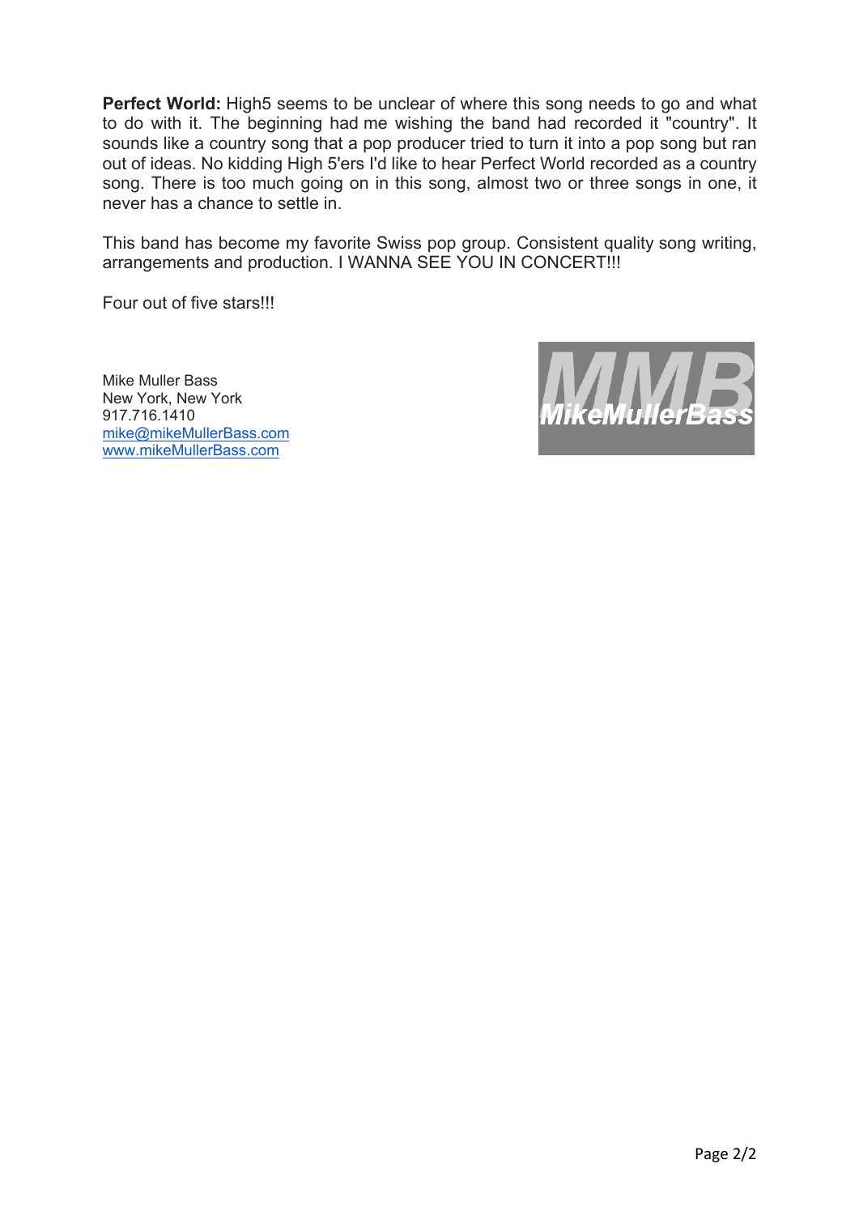**Perfect World:** High5 seems to be unclear of where this song needs to go and what to do with it. The beginning had me wishing the band had recorded it "country". It sounds like a country song that a pop producer tried to turn it into a pop song but ran out of ideas. No kidding High 5'ers I'd like to hear Perfect World recorded as a country song. There is too much going on in this song, almost two or three songs in one, it never has a chance to settle in.

This band has become my favorite Swiss pop group. Consistent quality song writing, arrangements and production. I WANNA SEE YOU IN CONCERT!!!

Four out of five stars!!!

Mike Muller Bass
New York, New York
917.716.1410
mike@mikeMullerBass.com
www.mikeMullerBass.com

MMB
MikeMullerBass